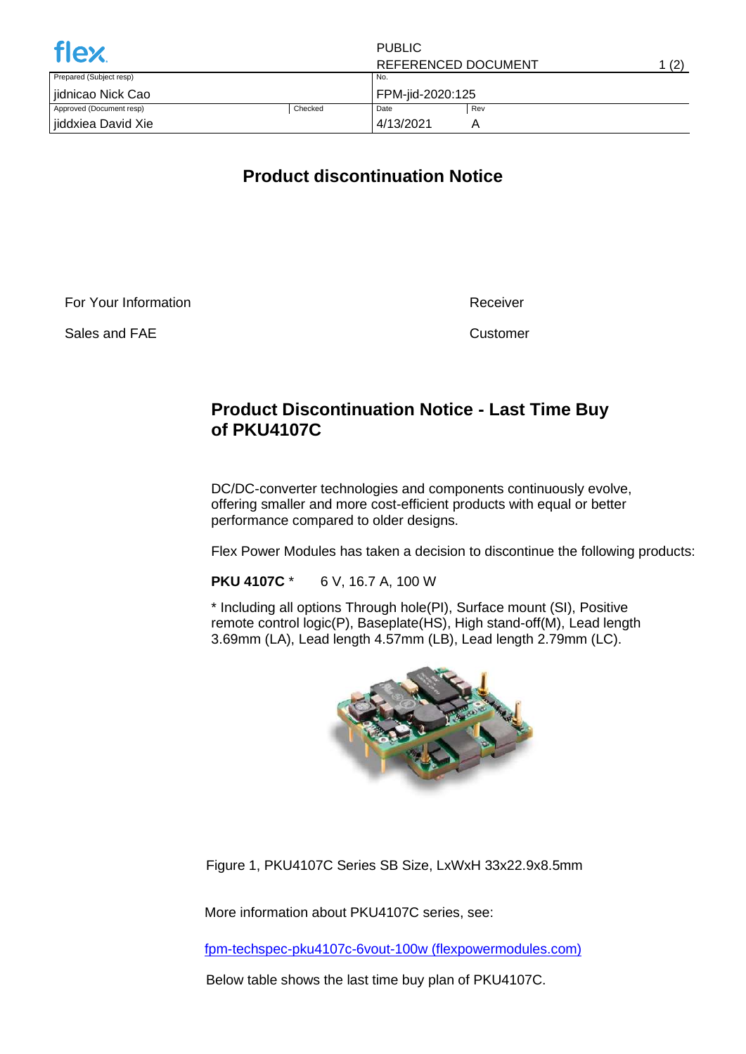| flex | PUBLIC REFERENCED DOCUMENT | | |
|---|---|---|---|
| Prepared (Subject resp) | | No. | |
| jidnicao Nick Cao | | FPM-jid-2020:125 | |
| Approved (Document resp) | Checked | Date | Rev |
| jiddxiea David Xie | | 4/13/2021 | A |

# Product discontinuation Notice

| For Your Information | Receiver |
|---|---|
| Sales and FAE | Customer |

## Product Discontinuation Notice - Last Time Buy of PKU4107C

DC/DC-converter technologies and components continuously evolve, offering smaller and more cost-efficient products with equal or better performance compared to older designs.

Flex Power Modules has taken a decision to discontinue the following products:

**PKU 4107C** * 6 V, 16.7 A, 100 W

* Including all options Through hole(PI), Surface mount (SI), Positive remote control logic(P), Baseplate(HS), High stand-off(M), Lead length 3.69mm (LA), Lead length 4.57mm (LB), Lead length 2.79mm (LC).

Figure 1, PKU4107C Series SB Size, LxWxH 33x22.9x8.5mm

More information about PKU4107C series, see:

[fpm-techspec-pku4107c-6vout-100w (flexpowermodules.com)]

Below table shows the last time buy plan of PKU4107C.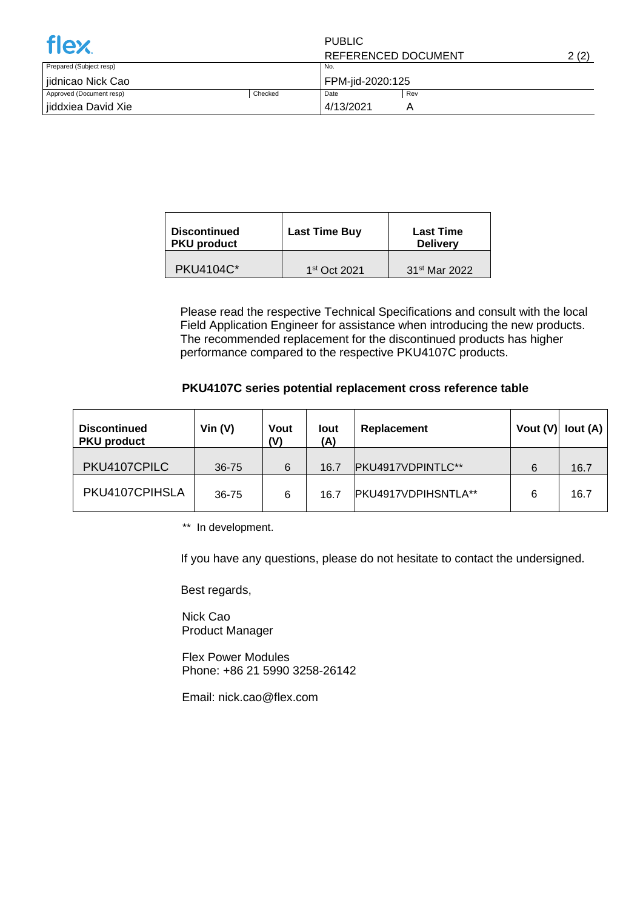| Discontinued PKU product | Last Time Buy | Last Time Delivery |
|---|---|---|
| PKU4104C* | 1st Oct 2021 | 31st Mar 2022 |

Please read the respective Technical Specifications and consult with the local Field Application Engineer for assistance when introducing the new products. The recommended replacement for the discontinued products has higher performance compared to the respective PKU4107C products.

**PKU4107C series potential replacement cross reference table**

| Discontinued PKU product | Vin (V) | Vout (V) | Iout (A) | Replacement | Vout (V) | Iout (A) |
|---|---|---|---|---|---|---|
| PKU4107CPILC | 36-75 | 6 | 16.7 | PKU4917VDPINTLC** | 6 | 16.7 |
| PKU4107CPIHSLA | 36-75 | 6 | 16.7 | PKU4917VDPIHSNTLA** | 6 | 16.7 |

** In development.

If you have any questions, please do not hesitate to contact the undersigned.

Best regards,

Nick Cao
Product Manager

Flex Power Modules
Phone: +86 21 5990 3258-26142

Email: nick.cao@flex.com